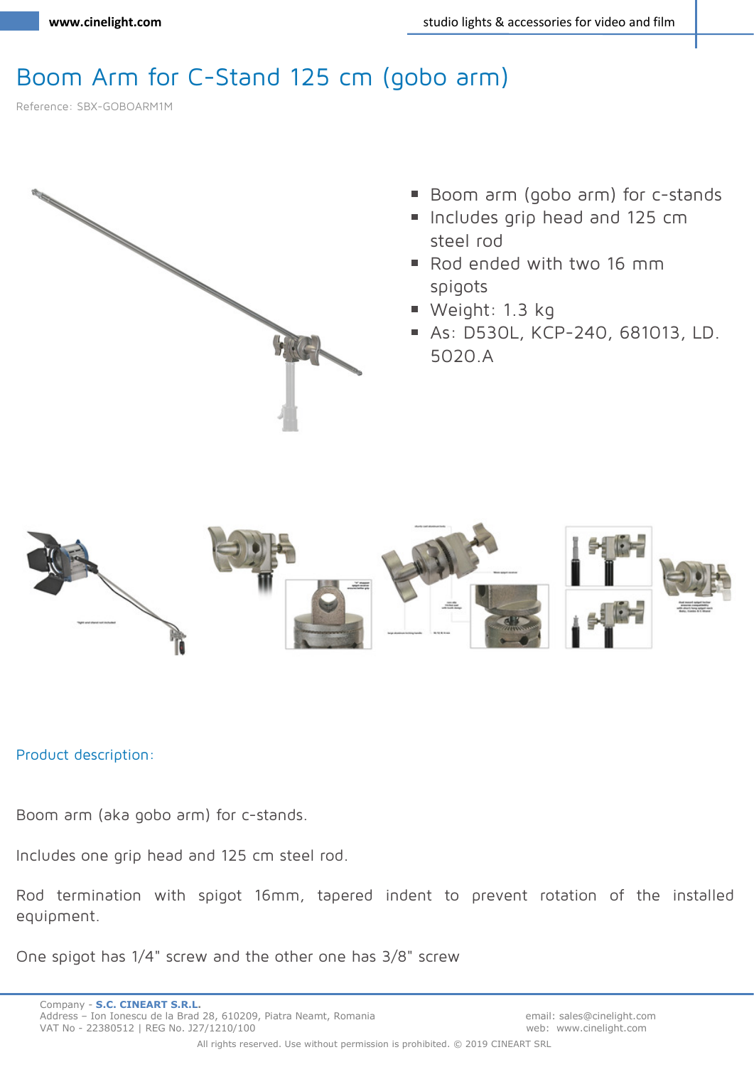# Boom Arm for C-Stand 125 cm (gobo arm)

Reference: SBX-GOBOARM1M

- Boom arm (gobo arm) for c-stands
- Includes grip head and 125 cm steel rod
- Rod ended with two 16 mm spigots
- Weight: 1.3 kg
- As: D530L, KCP-240, 681013, LD. 5020.A

## Product description:

Boom arm (aka gobo arm) for c-stands.

Includes one grip head and 125 cm steel rod.

Rod termination with spigot 16mm, tapered indent to prevent rotation of the installed equipment.

One spigot has 1/4" screw and the other one has 3/8" screw

Company - **S.C. CINEART S.R.L.**
Address – Ion Ionescu de la Brad 28, 610209, Piatra Neamt, Romania
VAT No - 22380512 | REG No. J27/1210/100

email: sales@cinelight.com
web: www.cinelight.com

All rights reserved. Use without permission is prohibited. © 2019 CINEART SRL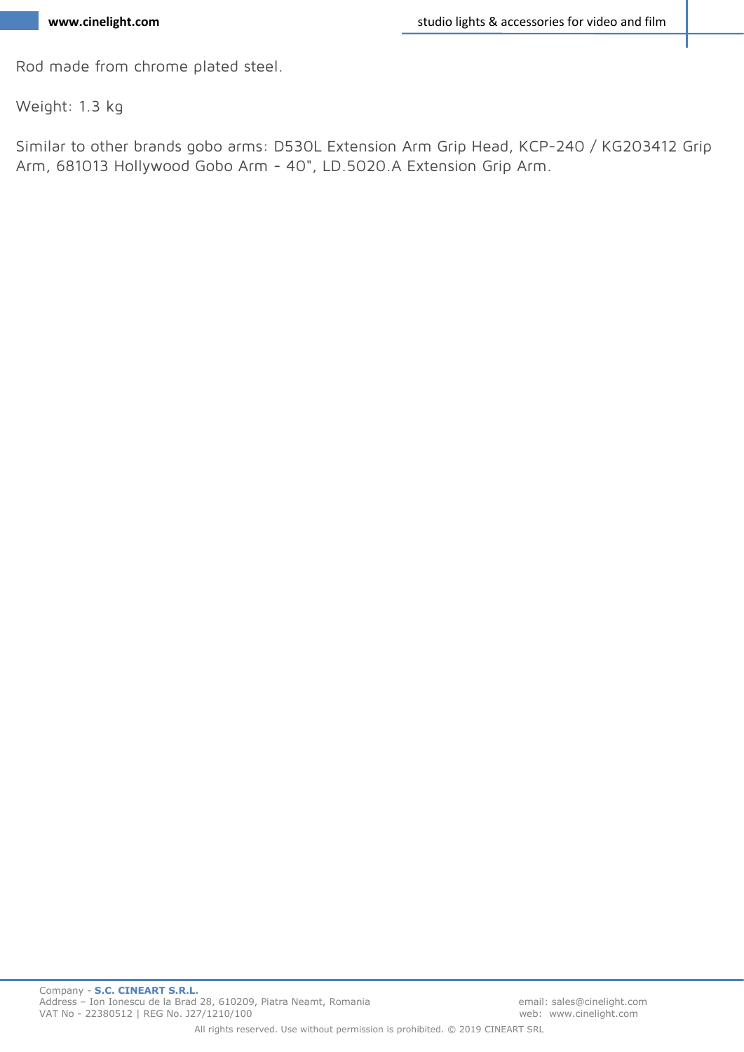Rod made from chrome plated steel.

Weight: 1.3 kg

Similar to other brands gobo arms: D530L Extension Arm Grip Head, KCP-240 / KG203412 Grip Arm, 681013 Hollywood Gobo Arm - 40", LD.5020.A Extension Grip Arm.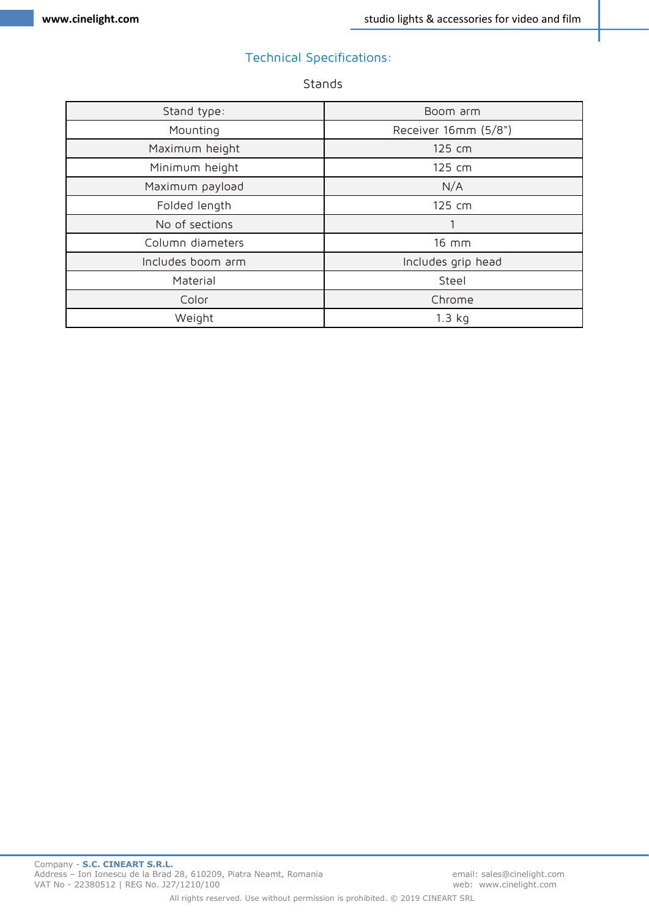## Technical Specifications:

### Stands

| | |
|---|---|
| Stand type: | Boom arm |
| Mounting | Receiver 16mm (5/8") |
| Maximum height | 125 cm |
| Minimum height | 125 cm |
| Maximum payload | N/A |
| Folded length | 125 cm |
| No of sections | 1 |
| Column diameters | 16 mm |
| Includes boom arm | Includes grip head |
| Material | Steel |
| Color | Chrome |
| Weight | 1.3 kg |